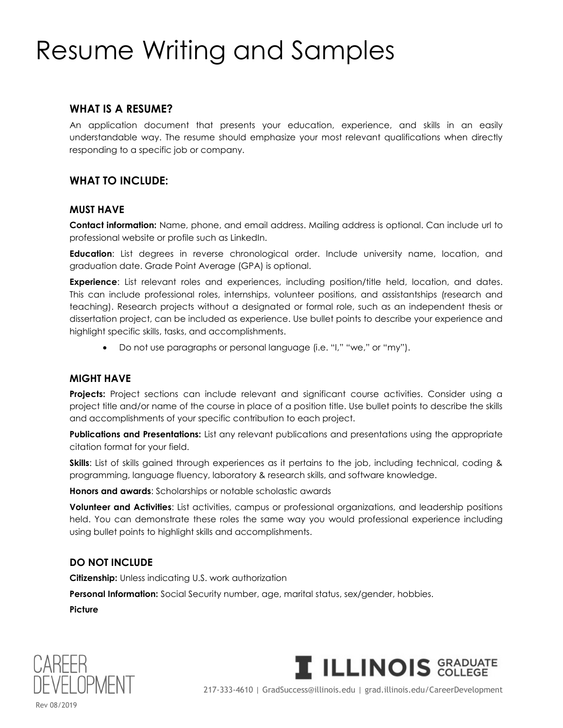# Resume Writing and Samples

## WHAT IS A RESUME?

An application document that presents your education, experience, and skills in an easily understandable way. The resume should emphasize your most relevant qualifications when directly responding to a specific job or company.

## WHAT TO INCLUDE:

### MUST HAVE

**Contact information:** Name, phone, and email address. Mailing address is optional. Can include url to professional website or profile such as LinkedIn.

**Education**: List degrees in reverse chronological order. Include university name, location, and graduation date. Grade Point Average (GPA) is optional.

**Experience**: List relevant roles and experiences, including position/title held, location, and dates. This can include professional roles, internships, volunteer positions, and assistantships (research and teaching). Research projects without a designated or formal role, such as an independent thesis or dissertation project, can be included as experience. Use bullet points to describe your experience and highlight specific skills, tasks, and accomplishments.

- Do not use paragraphs or personal language (i.e. "I," "we," or "my").

### MIGHT HAVE

**Projects:** Project sections can include relevant and significant course activities. Consider using a project title and/or name of the course in place of a position title. Use bullet points to describe the skills and accomplishments of your specific contribution to each project.

**Publications and Presentations:** List any relevant publications and presentations using the appropriate citation format for your field.

**Skills**: List of skills gained through experiences as it pertains to the job, including technical, coding & programming, language fluency, laboratory & research skills, and software knowledge.

**Honors and awards**: Scholarships or notable scholastic awards

**Volunteer and Activities**: List activities, campus or professional organizations, and leadership positions held. You can demonstrate these roles the same way you would professional experience including using bullet points to highlight skills and accomplishments.

### DO NOT INCLUDE

**Citizenship:** Unless indicating U.S. work authorization

**Personal Information:** Social Security number, age, marital status, sex/gender, hobbies.

**Picture**

CAREER DEVELOPMENT

ILLINOIS GRADUATE COLLEGE

217-333-4610 | GradSuccess@illinois.edu | grad.illinois.edu/CareerDevelopment

Rev 08/2019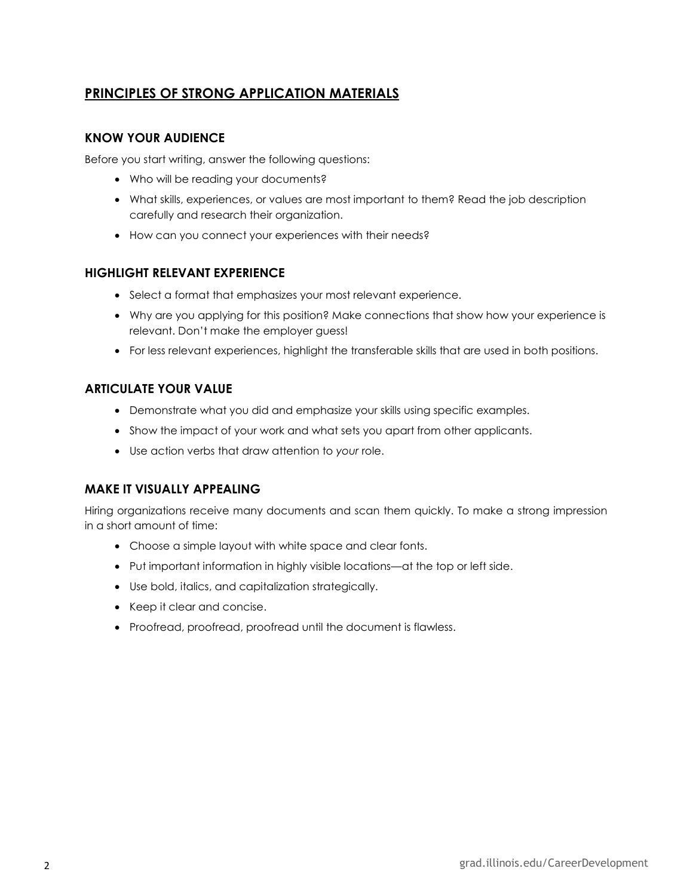## PRINCIPLES OF STRONG APPLICATION MATERIALS

### KNOW YOUR AUDIENCE

Before you start writing, answer the following questions:

- Who will be reading your documents?
- What skills, experiences, or values are most important to them? Read the job description carefully and research their organization.
- How can you connect your experiences with their needs?

### HIGHLIGHT RELEVANT EXPERIENCE

- Select a format that emphasizes your most relevant experience.
- Why are you applying for this position? Make connections that show how your experience is relevant. Don't make the employer guess!
- For less relevant experiences, highlight the transferable skills that are used in both positions.

### ARTICULATE YOUR VALUE

- Demonstrate what you did and emphasize your skills using specific examples.
- Show the impact of your work and what sets you apart from other applicants.
- Use action verbs that draw attention to *your* role.

### MAKE IT VISUALLY APPEALING

Hiring organizations receive many documents and scan them quickly. To make a strong impression in a short amount of time:

- Choose a simple layout with white space and clear fonts.
- Put important information in highly visible locations—at the top or left side.
- Use bold, italics, and capitalization strategically.
- Keep it clear and concise.
- Proofread, proofread, proofread until the document is flawless.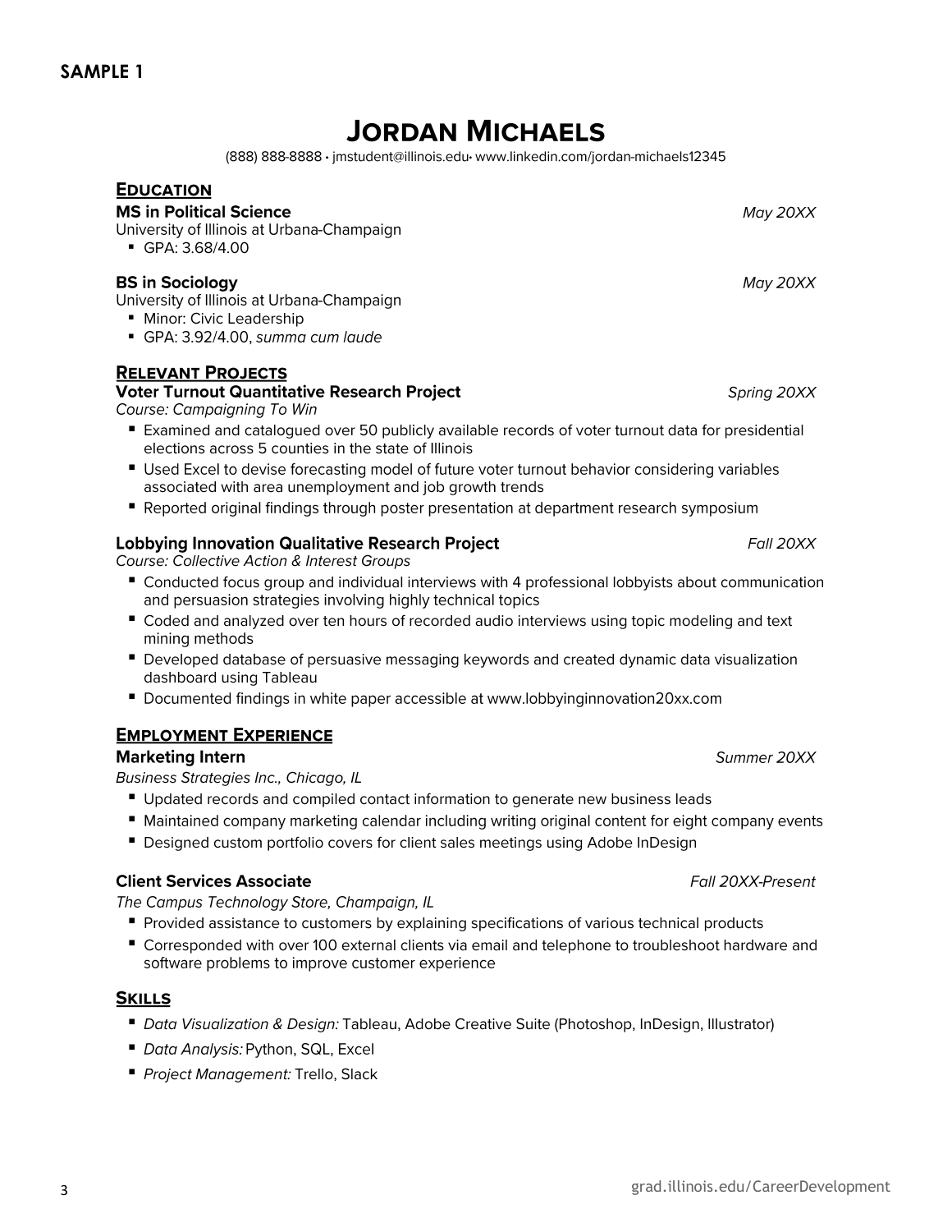## SAMPLE 1

# JORDAN MICHAELS

(888) 888-8888 • jmstudent@illinois.edu• www.linkedin.com/jordan-michaels12345

## EDUCATION

**MS in Political Science** *May 20XX*
University of Illinois at Urbana-Champaign
- GPA: 3.68/4.00

**BS in Sociology** *May 20XX*
University of Illinois at Urbana-Champaign
- Minor: Civic Leadership
- GPA: 3.92/4.00, *summa cum laude*

## RELEVANT PROJECTS

**Voter Turnout Quantitative Research Project** *Spring 20XX*
*Course: Campaigning To Win*
- Examined and catalogued over 50 publicly available records of voter turnout data for presidential elections across 5 counties in the state of Illinois
- Used Excel to devise forecasting model of future voter turnout behavior considering variables associated with area unemployment and job growth trends
- Reported original findings through poster presentation at department research symposium

**Lobbying Innovation Qualitative Research Project** *Fall 20XX*
*Course: Collective Action & Interest Groups*
- Conducted focus group and individual interviews with 4 professional lobbyists about communication and persuasion strategies involving highly technical topics
- Coded and analyzed over ten hours of recorded audio interviews using topic modeling and text mining methods
- Developed database of persuasive messaging keywords and created dynamic data visualization dashboard using Tableau
- Documented findings in white paper accessible at www.lobbyinginnovation20xx.com

## EMPLOYMENT EXPERIENCE

**Marketing Intern** *Summer 20XX*
*Business Strategies Inc., Chicago, IL*
- Updated records and compiled contact information to generate new business leads
- Maintained company marketing calendar including writing original content for eight company events
- Designed custom portfolio covers for client sales meetings using Adobe InDesign

**Client Services Associate** *Fall 20XX-Present*
*The Campus Technology Store, Champaign, IL*
- Provided assistance to customers by explaining specifications of various technical products
- Corresponded with over 100 external clients via email and telephone to troubleshoot hardware and software problems to improve customer experience

## SKILLS

- *Data Visualization & Design:* Tableau, Adobe Creative Suite (Photoshop, InDesign, Illustrator)
- *Data Analysis:* Python, SQL, Excel
- *Project Management:* Trello, Slack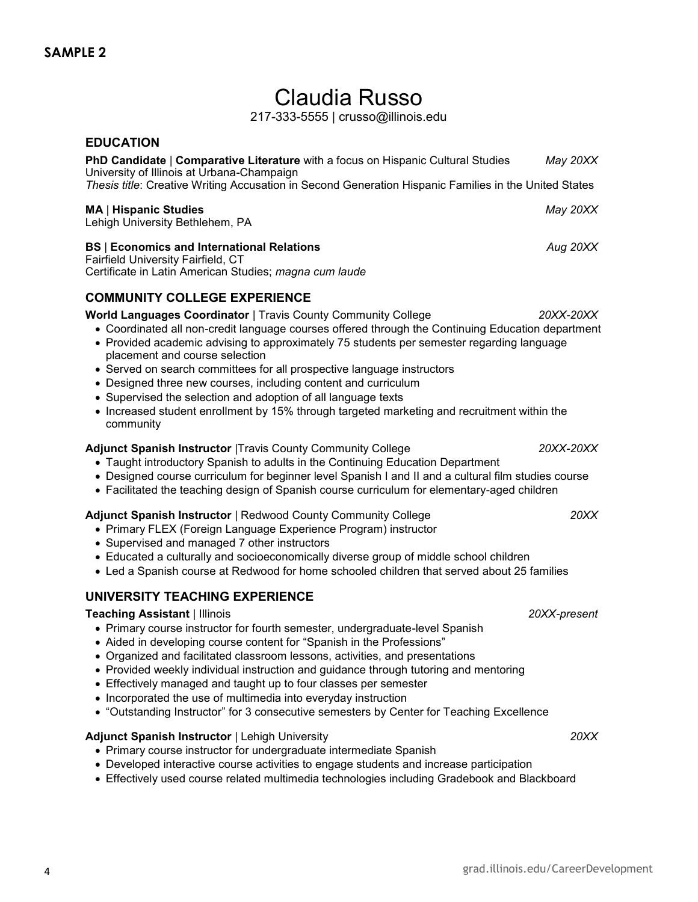**SAMPLE 2**

# Claudia Russo

217-333-5555 | crusso@illinois.edu

## EDUCATION

**PhD Candidate** | **Comparative Literature** with a focus on Hispanic Cultural Studies *May 20XX*
University of Illinois at Urbana-Champaign
*Thesis title*: Creative Writing Accusation in Second Generation Hispanic Families in the United States

**MA** | **Hispanic Studies** *May 20XX*
Lehigh University Bethlehem, PA

**BS** | **Economics and International Relations** *Aug 20XX*
Fairfield University Fairfield, CT
Certificate in Latin American Studies; *magna cum laude*

## COMMUNITY COLLEGE EXPERIENCE

**World Languages Coordinator** | Travis County Community College *20XX-20XX*

- Coordinated all non-credit language courses offered through the Continuing Education department
- Provided academic advising to approximately 75 students per semester regarding language placement and course selection
- Served on search committees for all prospective language instructors
- Designed three new courses, including content and curriculum
- Supervised the selection and adoption of all language texts
- Increased student enrollment by 15% through targeted marketing and recruitment within the community

**Adjunct Spanish Instructor** |Travis County Community College *20XX-20XX*

- Taught introductory Spanish to adults in the Continuing Education Department
- Designed course curriculum for beginner level Spanish I and II and a cultural film studies course
- Facilitated the teaching design of Spanish course curriculum for elementary-aged children

**Adjunct Spanish Instructor** | Redwood County Community College *20XX*

- Primary FLEX (Foreign Language Experience Program) instructor
- Supervised and managed 7 other instructors
- Educated a culturally and socioeconomically diverse group of middle school children
- Led a Spanish course at Redwood for home schooled children that served about 25 families

## UNIVERSITY TEACHING EXPERIENCE

**Teaching Assistant** | Illinois *20XX-present*

- Primary course instructor for fourth semester, undergraduate-level Spanish
- Aided in developing course content for "Spanish in the Professions"
- Organized and facilitated classroom lessons, activities, and presentations
- Provided weekly individual instruction and guidance through tutoring and mentoring
- Effectively managed and taught up to four classes per semester
- Incorporated the use of multimedia into everyday instruction
- "Outstanding Instructor" for 3 consecutive semesters by Center for Teaching Excellence

**Adjunct Spanish Instructor** | Lehigh University *20XX*

- Primary course instructor for undergraduate intermediate Spanish
- Developed interactive course activities to engage students and increase participation
- Effectively used course related multimedia technologies including Gradebook and Blackboard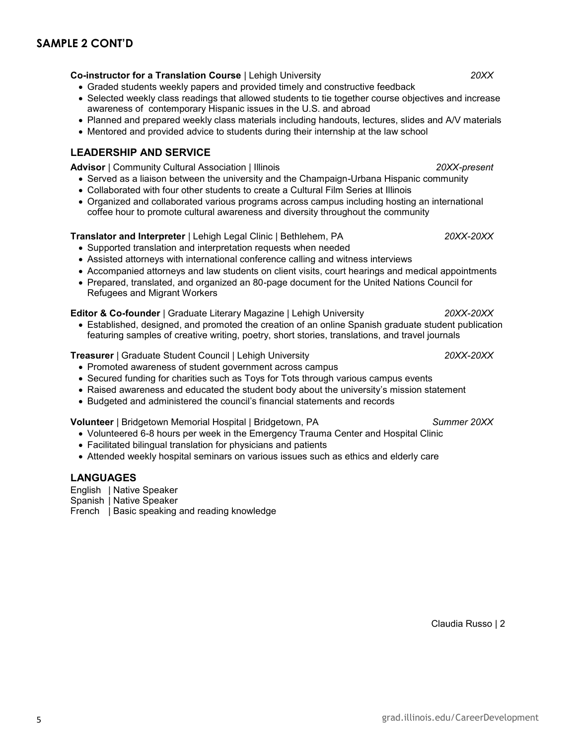## SAMPLE 2 CONT'D

**Co-instructor for a Translation Course** | Lehigh University *20XX*

- Graded students weekly papers and provided timely and constructive feedback
- Selected weekly class readings that allowed students to tie together course objectives and increase awareness of contemporary Hispanic issues in the U.S. and abroad
- Planned and prepared weekly class materials including handouts, lectures, slides and A/V materials
- Mentored and provided advice to students during their internship at the law school

### LEADERSHIP AND SERVICE

**Advisor** | Community Cultural Association | Illinois *20XX-present*

- Served as a liaison between the university and the Champaign-Urbana Hispanic community
- Collaborated with four other students to create a Cultural Film Series at Illinois
- Organized and collaborated various programs across campus including hosting an international coffee hour to promote cultural awareness and diversity throughout the community

**Translator and Interpreter** | Lehigh Legal Clinic | Bethlehem, PA *20XX-20XX*

- Supported translation and interpretation requests when needed
- Assisted attorneys with international conference calling and witness interviews
- Accompanied attorneys and law students on client visits, court hearings and medical appointments
- Prepared, translated, and organized an 80-page document for the United Nations Council for Refugees and Migrant Workers

**Editor & Co-founder** | Graduate Literary Magazine | Lehigh University *20XX-20XX*

- Established, designed, and promoted the creation of an online Spanish graduate student publication featuring samples of creative writing, poetry, short stories, translations, and travel journals

**Treasurer** | Graduate Student Council | Lehigh University *20XX-20XX*

- Promoted awareness of student government across campus
- Secured funding for charities such as Toys for Tots through various campus events
- Raised awareness and educated the student body about the university's mission statement
- Budgeted and administered the council's financial statements and records

**Volunteer** | Bridgetown Memorial Hospital | Bridgetown, PA *Summer 20XX*

- Volunteered 6-8 hours per week in the Emergency Trauma Center and Hospital Clinic
- Facilitated bilingual translation for physicians and patients
- Attended weekly hospital seminars on various issues such as ethics and elderly care

### LANGUAGES

English | Native Speaker
Spanish | Native Speaker
French | Basic speaking and reading knowledge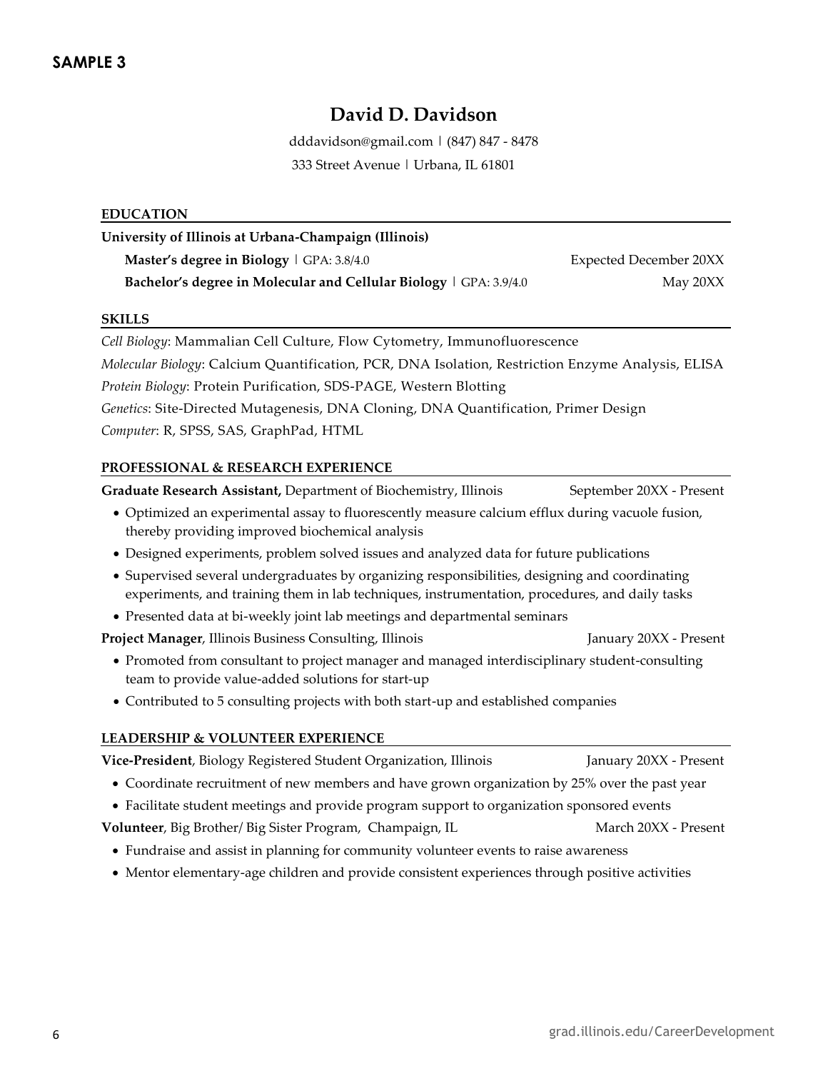## SAMPLE 3

# David D. Davidson

dddavidson@gmail.com | (847) 847 - 8478
333 Street Avenue | Urbana, IL 61801

### EDUCATION

**University of Illinois at Urbana-Champaign (Illinois)**

**Master's degree in Biology** | GPA: 3.8/4.0 — Expected December 20XX

**Bachelor's degree in Molecular and Cellular Biology** | GPA: 3.9/4.0 — May 20XX

### SKILLS

*Cell Biology*: Mammalian Cell Culture, Flow Cytometry, Immunofluorescence

*Molecular Biology*: Calcium Quantification, PCR, DNA Isolation, Restriction Enzyme Analysis, ELISA

*Protein Biology*: Protein Purification, SDS-PAGE, Western Blotting

*Genetics*: Site-Directed Mutagenesis, DNA Cloning, DNA Quantification, Primer Design

*Computer*: R, SPSS, SAS, GraphPad, HTML

### PROFESSIONAL & RESEARCH EXPERIENCE

**Graduate Research Assistant,** Department of Biochemistry, Illinois — September 20XX - Present

- Optimized an experimental assay to fluorescently measure calcium efflux during vacuole fusion, thereby providing improved biochemical analysis
- Designed experiments, problem solved issues and analyzed data for future publications
- Supervised several undergraduates by organizing responsibilities, designing and coordinating experiments, and training them in lab techniques, instrumentation, procedures, and daily tasks
- Presented data at bi-weekly joint lab meetings and departmental seminars

**Project Manager**, Illinois Business Consulting, Illinois — January 20XX - Present

- Promoted from consultant to project manager and managed interdisciplinary student-consulting team to provide value-added solutions for start-up
- Contributed to 5 consulting projects with both start-up and established companies

### LEADERSHIP & VOLUNTEER EXPERIENCE

**Vice-President**, Biology Registered Student Organization, Illinois — January 20XX - Present

- Coordinate recruitment of new members and have grown organization by 25% over the past year
- Facilitate student meetings and provide program support to organization sponsored events

**Volunteer**, Big Brother/ Big Sister Program, Champaign, IL — March 20XX - Present

- Fundraise and assist in planning for community volunteer events to raise awareness
- Mentor elementary-age children and provide consistent experiences through positive activities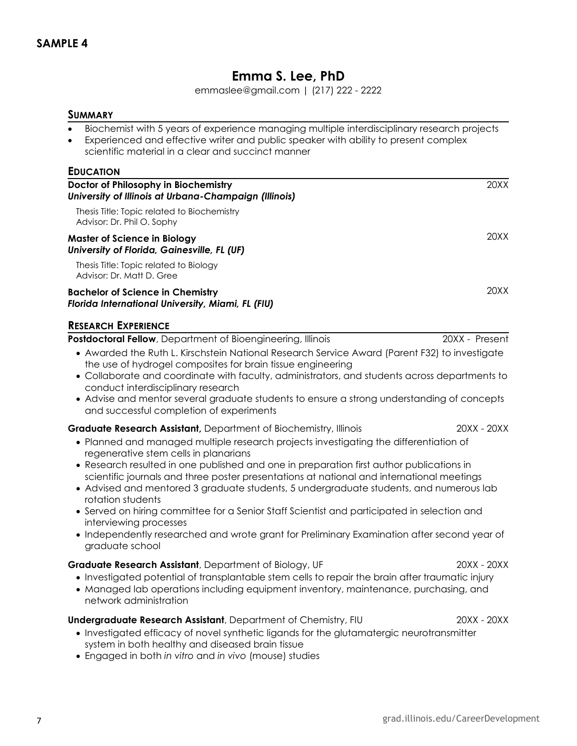## SAMPLE 4

# Emma S. Lee, PhD

emmaslee@gmail.com | (217) 222 - 2222

## SUMMARY

- Biochemist with 5 years of experience managing multiple interdisciplinary research projects
- Experienced and effective writer and public speaker with ability to present complex scientific material in a clear and succinct manner

## EDUCATION

**Doctor of Philosophy in Biochemistry** 20XX
***University of Illinois at Urbana-Champaign (Illinois)***

Thesis Title: Topic related to Biochemistry
Advisor: Dr. Phil O. Sophy

**Master of Science in Biology** 20XX
***University of Florida, Gainesville, FL (UF)***

Thesis Title: Topic related to Biology
Advisor: Dr. Matt D. Gree

**Bachelor of Science in Chemistry** 20XX
***Florida International University, Miami, FL (FIU)***

## RESEARCH EXPERIENCE

**Postdoctoral Fellow**, Department of Bioengineering, Illinois 20XX - Present

- Awarded the Ruth L. Kirschstein National Research Service Award (Parent F32) to investigate the use of hydrogel composites for brain tissue engineering
- Collaborate and coordinate with faculty, administrators, and students across departments to conduct interdisciplinary research
- Advise and mentor several graduate students to ensure a strong understanding of concepts and successful completion of experiments

**Graduate Research Assistant,** Department of Biochemistry, Illinois 20XX - 20XX

- Planned and managed multiple research projects investigating the differentiation of regenerative stem cells in planarians
- Research resulted in one published and one in preparation first author publications in scientific journals and three poster presentations at national and international meetings
- Advised and mentored 3 graduate students, 5 undergraduate students, and numerous lab rotation students
- Served on hiring committee for a Senior Staff Scientist and participated in selection and interviewing processes
- Independently researched and wrote grant for Preliminary Examination after second year of graduate school

**Graduate Research Assistant**, Department of Biology, UF 20XX - 20XX

- Investigated potential of transplantable stem cells to repair the brain after traumatic injury
- Managed lab operations including equipment inventory, maintenance, purchasing, and network administration

**Undergraduate Research Assistant**, Department of Chemistry, FIU 20XX - 20XX

- Investigated efficacy of novel synthetic ligands for the glutamatergic neurotransmitter system in both healthy and diseased brain tissue
- Engaged in both *in vitro* and *in vivo* (mouse) studies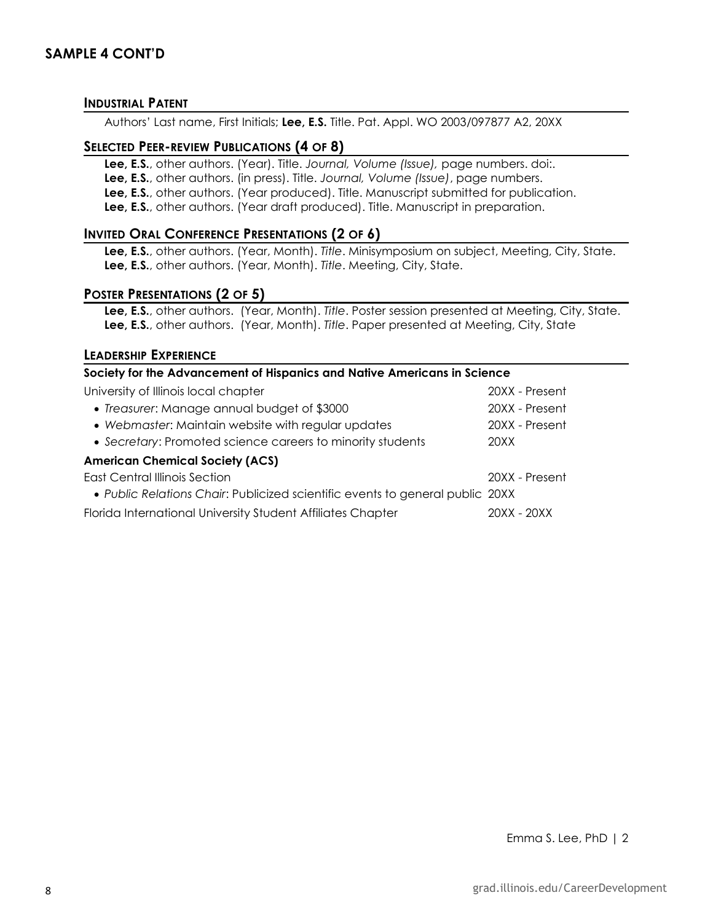## SAMPLE 4 CONT'D

### INDUSTRIAL PATENT

Authors' Last name, First Initials; **Lee, E.S.** Title. Pat. Appl. WO 2003/097877 A2, 20XX

### SELECTED PEER-REVIEW PUBLICATIONS (4 OF 8)

**Lee, E.S.**, other authors. (Year). Title. *Journal, Volume (Issue),* page numbers. doi:.
**Lee, E.S.**, other authors. (in press). Title. *Journal, Volume (Issue)*, page numbers.
**Lee, E.S.**, other authors. (Year produced). Title. Manuscript submitted for publication.
**Lee, E.S.**, other authors. (Year draft produced). Title. Manuscript in preparation.

### INVITED ORAL CONFERENCE PRESENTATIONS (2 OF 6)

**Lee, E.S.**, other authors. (Year, Month). *Title*. Minisymposium on subject, Meeting, City, State.
**Lee, E.S.**, other authors. (Year, Month). *Title*. Meeting, City, State.

### POSTER PRESENTATIONS (2 OF 5)

**Lee, E.S.**, other authors. (Year, Month). *Title*. Poster session presented at Meeting, City, State.
**Lee, E.S.**, other authors. (Year, Month). *Title*. Paper presented at Meeting, City, State

### LEADERSHIP EXPERIENCE

**Society for the Advancement of Hispanics and Native Americans in Science**

University of Illinois local chapter — 20XX - Present

- *Treasurer*: Manage annual budget of $3000 — 20XX - Present
- *Webmaster*: Maintain website with regular updates — 20XX - Present
- *Secretary*: Promoted science careers to minority students — 20XX

**American Chemical Society (ACS)**

East Central Illinois Section — 20XX - Present

- *Public Relations Chair*: Publicized scientific events to general public — 20XX

Florida International University Student Affiliates Chapter — 20XX - 20XX

Emma S. Lee, PhD | 2